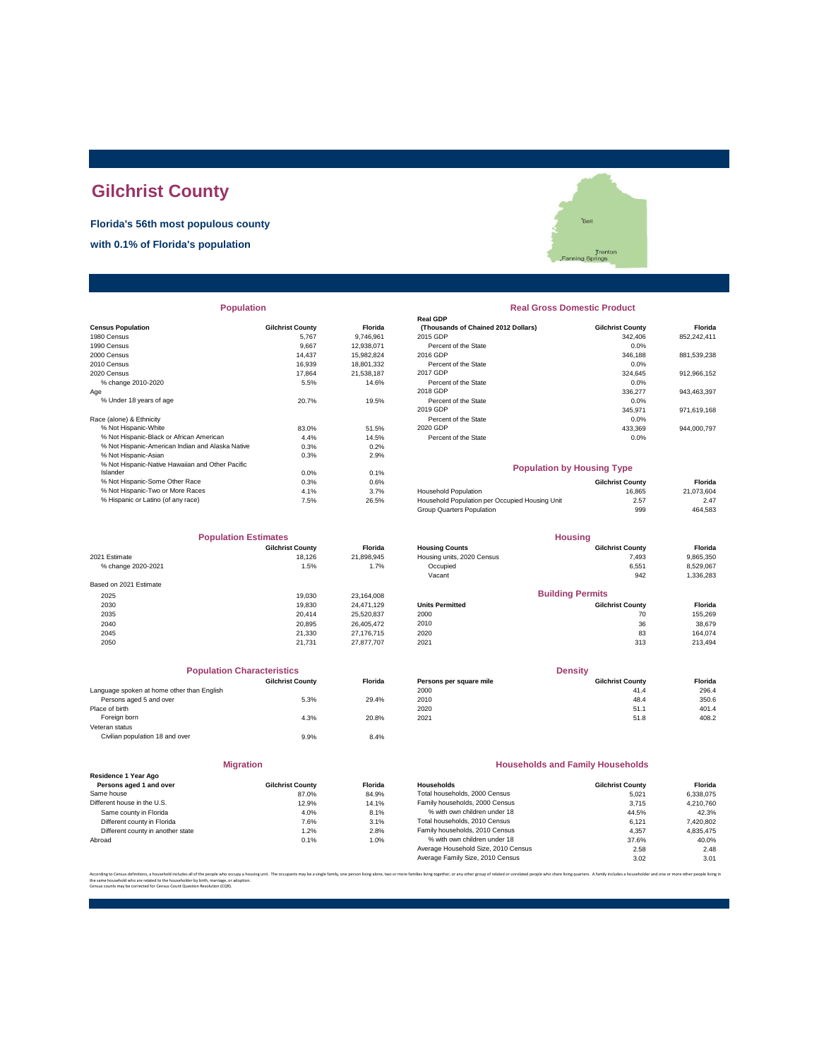# Gilchrist County

**Florida's 56th most populous county**

**with 0.1% of Florida's population**

## Population

| Census Population | Gilchrist County | Florida |
|---|---|---|
| 1980 Census | 5,767 | 9,746,961 |
| 1990 Census | 9,667 | 12,938,071 |
| 2000 Census | 14,437 | 15,982,824 |
| 2010 Census | 16,939 | 18,801,332 |
| 2020 Census | 17,864 | 21,538,187 |
| % change 2010-2020 | 5.5% | 14.6% |
| Age | | |
| % Under 18 years of age | 20.7% | 19.5% |
| Race (alone) & Ethnicity | | |
| % Not Hispanic-White | 83.0% | 51.5% |
| % Not Hispanic-Black or African American | 4.4% | 14.5% |
| % Not Hispanic-American Indian and Alaska Native | 0.3% | 0.2% |
| % Not Hispanic-Asian | 0.3% | 2.9% |
| % Not Hispanic-Native Hawaiian and Other Pacific Islander | 0.0% | 0.1% |
| % Not Hispanic-Some Other Race | 0.3% | 0.6% |
| % Not Hispanic-Two or More Races | 4.1% | 3.7% |
| % Hispanic or Latino (of any race) | 7.5% | 26.5% |

## Real Gross Domestic Product

| Real GDP (Thousands of Chained 2012 Dollars) | Gilchrist County | Florida |
|---|---|---|
| 2015 GDP | 342,406 | 852,242,411 |
| Percent of the State | 0.0% | |
| 2016 GDP | 346,188 | 881,539,238 |
| Percent of the State | 0.0% | |
| 2017 GDP | 324,645 | 912,966,152 |
| Percent of the State | 0.0% | |
| 2018 GDP | 336,277 | 943,463,397 |
| Percent of the State | 0.0% | |
| 2019 GDP | 345,971 | 971,619,168 |
| Percent of the State | 0.0% | |
| 2020 GDP | 433,369 | 944,000,797 |
| Percent of the State | 0.0% | |

## Population by Housing Type

| | Gilchrist County | Florida |
|---|---|---|
| Household Population | 16,865 | 21,073,604 |
| Household Population per Occupied Housing Unit | 2.57 | 2.47 |
| Group Quarters Population | 999 | 464,583 |

## Population Estimates

| | Gilchrist County | Florida |
|---|---|---|
| 2021 Estimate | 18,126 | 21,898,945 |
| % change 2020-2021 | 1.5% | 1.7% |
| Based on 2021 Estimate | | |
| 2025 | 19,030 | 23,164,008 |
| 2030 | 19,830 | 24,471,129 |
| 2035 | 20,414 | 25,520,837 |
| 2040 | 20,895 | 26,405,472 |
| 2045 | 21,330 | 27,176,715 |
| 2050 | 21,731 | 27,877,707 |

## Housing

| Housing Counts | Gilchrist County | Florida |
|---|---|---|
| Housing units, 2020 Census | 7,493 | 9,865,350 |
| Occupied | 6,551 | 8,529,067 |
| Vacant | 942 | 1,336,283 |

## Building Permits

| Units Permitted | Gilchrist County | Florida |
|---|---|---|
| 2000 | 70 | 155,269 |
| 2010 | 36 | 38,679 |
| 2020 | 83 | 164,074 |
| 2021 | 313 | 213,494 |

## Population Characteristics

| | Gilchrist County | Florida |
|---|---|---|
| Language spoken at home other than English | | |
| Persons aged 5 and over | 5.3% | 29.4% |
| Place of birth | | |
| Foreign born | 4.3% | 20.8% |
| Veteran status | | |
| Civilian population 18 and over | 9.9% | 8.4% |

## Density

| Persons per square mile | Gilchrist County | Florida |
|---|---|---|
| 2000 | 41.4 | 296.4 |
| 2010 | 48.4 | 350.6 |
| 2020 | 51.1 | 401.4 |
| 2021 | 51.8 | 408.2 |

## Migration

| Residence 1 Year Ago Persons aged 1 and over | Gilchrist County | Florida |
|---|---|---|
| Same house | 87.0% | 84.9% |
| Different house in the U.S. | 12.9% | 14.1% |
| Same county in Florida | 4.0% | 8.1% |
| Different county in Florida | 7.6% | 3.1% |
| Different county in another state | 1.2% | 2.8% |
| Abroad | 0.1% | 1.0% |

## Households and Family Households

| Households | Gilchrist County | Florida |
|---|---|---|
| Total households, 2000 Census | 5,021 | 6,338,075 |
| Family households, 2000 Census | 3,715 | 4,210,760 |
| % with own children under 18 | 44.5% | 42.3% |
| Total households, 2010 Census | 6,121 | 7,420,802 |
| Family households, 2010 Census | 4,357 | 4,835,475 |
| % with own children under 18 | 37.6% | 40.0% |
| Average Household Size, 2010 Census | 2.58 | 2.48 |
| Average Family Size, 2010 Census | 3.02 | 3.01 |

According to Census definitions, a household includes all of the people who occupy a housing unit. The occupants may be a single family, one person living alone, two or more families living together, or any other group of related or unrelated people who share living quarters. A family includes a householder and one or more other people living in the same household who are related to the householder by birth, marriage, or adoption.
Census counts may be corrected for Census Count Question Resolution (CQR).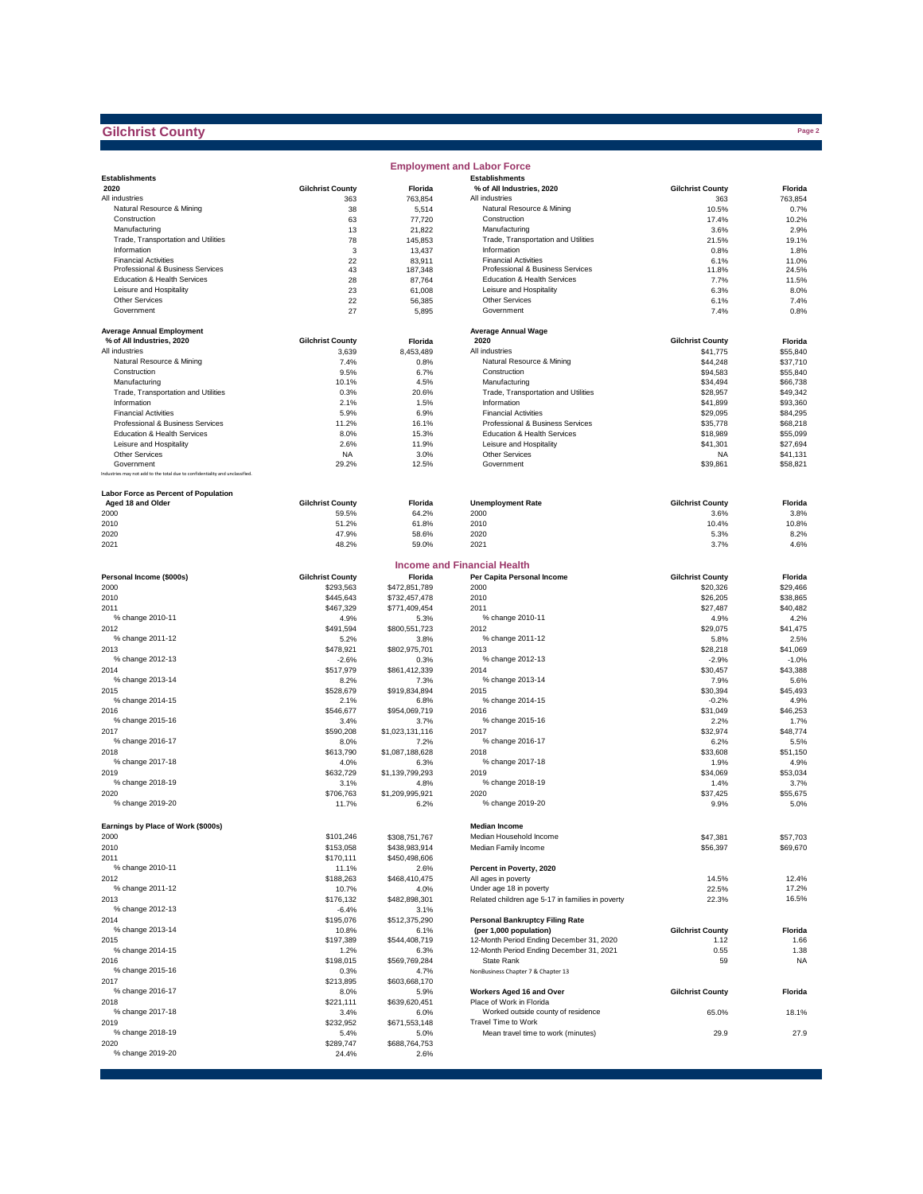# Gilchrist County

## Employment and Labor Force

| Establishments 2020 | Gilchrist County | Florida |
|---|---|---|
| All industries | 363 | 763,854 |
| Natural Resource & Mining | 38 | 5,514 |
| Construction | 63 | 77,720 |
| Manufacturing | 13 | 21,822 |
| Trade, Transportation and Utilities | 78 | 145,853 |
| Information | 3 | 13,437 |
| Financial Activities | 22 | 83,911 |
| Professional & Business Services | 43 | 187,348 |
| Education & Health Services | 28 | 87,764 |
| Leisure and Hospitality | 23 | 61,008 |
| Other Services | 22 | 56,385 |
| Government | 27 | 5,895 |

| Establishments % of All Industries, 2020 | Gilchrist County | Florida |
|---|---|---|
| All industries | 363 | 763,854 |
| Natural Resource & Mining | 10.5% | 0.7% |
| Construction | 17.4% | 10.2% |
| Manufacturing | 3.6% | 2.9% |
| Trade, Transportation and Utilities | 21.5% | 19.1% |
| Information | 0.8% | 1.8% |
| Financial Activities | 6.1% | 11.0% |
| Professional & Business Services | 11.8% | 24.5% |
| Education & Health Services | 7.7% | 11.5% |
| Leisure and Hospitality | 6.3% | 8.0% |
| Other Services | 6.1% | 7.4% |
| Government | 7.4% | 0.8% |

| Average Annual Employment % of All Industries, 2020 | Gilchrist County | Florida |
|---|---|---|
| All industries | 3,639 | 8,453,489 |
| Natural Resource & Mining | 7.4% | 0.8% |
| Construction | 9.5% | 6.7% |
| Manufacturing | 10.1% | 4.5% |
| Trade, Transportation and Utilities | 0.3% | 20.6% |
| Information | 2.1% | 1.5% |
| Financial Activities | 5.9% | 6.9% |
| Professional & Business Services | 11.2% | 16.1% |
| Education & Health Services | 8.0% | 15.3% |
| Leisure and Hospitality | 2.6% | 11.9% |
| Other Services | NA | 3.0% |
| Government | 29.2% | 12.5% |

Industries may not add to the total due to confidentiality and unclassified.

| Average Annual Wage 2020 | Gilchrist County | Florida |
|---|---|---|
| All industries | $41,775 | $55,840 |
| Natural Resource & Mining | $44,248 | $37,710 |
| Construction | $94,583 | $55,840 |
| Manufacturing | $34,494 | $66,738 |
| Trade, Transportation and Utilities | $28,957 | $49,342 |
| Information | $41,899 | $93,360 |
| Financial Activities | $29,095 | $84,295 |
| Professional & Business Services | $35,778 | $68,218 |
| Education & Health Services | $18,989 | $55,099 |
| Leisure and Hospitality | $41,301 | $27,694 |
| Other Services | NA | $41,131 |
| Government | $39,861 | $58,821 |

| Labor Force as Percent of Population Aged 18 and Older | Gilchrist County | Florida |
|---|---|---|
| 2000 | 59.5% | 64.2% |
| 2010 | 51.2% | 61.8% |
| 2020 | 47.9% | 58.6% |
| 2021 | 48.2% | 59.0% |

| Unemployment Rate | Gilchrist County | Florida |
|---|---|---|
| 2000 | 3.6% | 3.8% |
| 2010 | 10.4% | 10.8% |
| 2020 | 5.3% | 8.2% |
| 2021 | 3.7% | 4.6% |

## Income and Financial Health

| Personal Income ($000s) | Gilchrist County | Florida |
|---|---|---|
| 2000 | $293,563 | $472,851,789 |
| 2010 | $445,643 | $732,457,478 |
| 2011 | $467,329 | $771,409,454 |
| % change 2010-11 | 4.9% | 5.3% |
| 2012 | $491,594 | $800,551,723 |
| % change 2011-12 | 5.2% | 3.8% |
| 2013 | $478,921 | $802,975,701 |
| % change 2012-13 | -2.6% | 0.3% |
| 2014 | $517,979 | $861,412,339 |
| % change 2013-14 | 8.2% | 7.3% |
| 2015 | $528,679 | $919,834,894 |
| % change 2014-15 | 2.1% | 6.8% |
| 2016 | $546,677 | $954,069,719 |
| % change 2015-16 | 3.4% | 3.7% |
| 2017 | $590,208 | $1,023,131,116 |
| % change 2016-17 | 8.0% | 7.2% |
| 2018 | $613,790 | $1,087,188,628 |
| % change 2017-18 | 4.0% | 6.3% |
| 2019 | $632,729 | $1,139,799,293 |
| % change 2018-19 | 3.1% | 4.8% |
| 2020 | $706,763 | $1,209,995,921 |
| % change 2019-20 | 11.7% | 6.2% |

| Per Capita Personal Income | Gilchrist County | Florida |
|---|---|---|
| 2000 | $20,326 | $29,466 |
| 2010 | $26,205 | $38,865 |
| 2011 | $27,487 | $40,482 |
| % change 2010-11 | 4.9% | 4.2% |
| 2012 | $29,075 | $41,475 |
| % change 2011-12 | 5.8% | 2.5% |
| 2013 | $28,218 | $41,069 |
| % change 2012-13 | -2.9% | -1.0% |
| 2014 | $30,457 | $43,388 |
| % change 2013-14 | 7.9% | 5.6% |
| 2015 | $30,394 | $45,493 |
| % change 2014-15 | -0.2% | 4.9% |
| 2016 | $31,049 | $46,253 |
| % change 2015-16 | 2.2% | 1.7% |
| 2017 | $32,974 | $48,774 |
| % change 2016-17 | 6.2% | 5.5% |
| 2018 | $33,608 | $51,150 |
| % change 2017-18 | 1.9% | 4.9% |
| 2019 | $34,069 | $53,034 |
| % change 2018-19 | 1.4% | 3.7% |
| 2020 | $37,425 | $55,675 |
| % change 2019-20 | 9.9% | 5.0% |

| Earnings by Place of Work ($000s) | Gilchrist County | Florida |
|---|---|---|
| 2000 | $101,246 | $308,751,767 |
| 2010 | $153,058 | $438,983,914 |
| 2011 | $170,111 | $450,498,606 |
| % change 2010-11 | 11.1% | 2.6% |
| 2012 | $188,263 | $468,410,475 |
| % change 2011-12 | 10.7% | 4.0% |
| 2013 | $176,132 | $482,898,301 |
| % change 2012-13 | -6.4% | 3.1% |
| 2014 | $195,076 | $512,375,290 |
| % change 2013-14 | 10.8% | 6.1% |
| 2015 | $197,389 | $544,408,719 |
| % change 2014-15 | 1.2% | 6.3% |
| 2016 | $198,015 | $569,769,284 |
| % change 2015-16 | 0.3% | 4.7% |
| 2017 | $213,895 | $603,668,170 |
| % change 2016-17 | 8.0% | 5.9% |
| 2018 | $221,111 | $639,620,451 |
| % change 2017-18 | 3.4% | 6.0% |
| 2019 | $232,952 | $671,553,148 |
| % change 2018-19 | 5.4% | 5.0% |
| 2020 | $289,747 | $688,764,753 |
| % change 2019-20 | 24.4% | 2.6% |

| Median Income | Gilchrist County | Florida |
|---|---|---|
| Median Household Income | $47,381 | $57,703 |
| Median Family Income | $56,397 | $69,670 |

| Percent in Poverty, 2020 | Gilchrist County | Florida |
|---|---|---|
| All ages in poverty | 14.5% | 12.4% |
| Under age 18 in poverty | 22.5% | 17.2% |
| Related children age 5-17 in families in poverty | 22.3% | 16.5% |

| Personal Bankruptcy Filing Rate (per 1,000 population) | Gilchrist County | Florida |
|---|---|---|
| 12-Month Period Ending December 31, 2020 | 1.12 | 1.66 |
| 12-Month Period Ending December 31, 2021 | 0.55 | 1.38 |
| State Rank | 59 | NA |

NonBusiness Chapter 7 & Chapter 13

| Workers Aged 16 and Over | Gilchrist County | Florida |
|---|---|---|
| Place of Work in Florida | | |
| Worked outside county of residence | 65.0% | 18.1% |
| Travel Time to Work | | |
| Mean travel time to work (minutes) | 29.9 | 27.9 |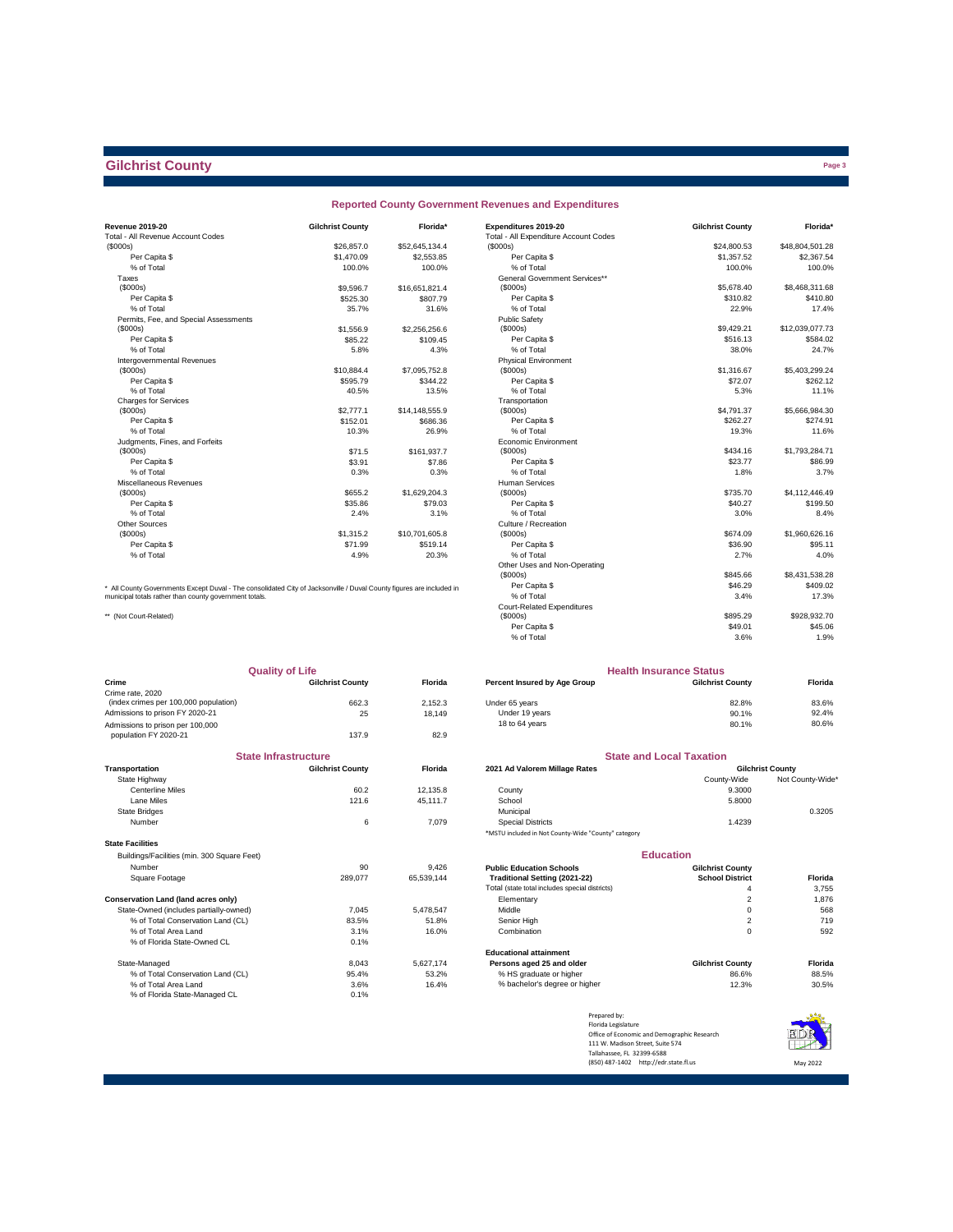# Gilchrist County

## Reported County Government Revenues and Expenditures

| Revenue 2019-20 | Gilchrist County | Florida* |
|---|---|---|
| Total - All Revenue Account Codes | | |
| ($000s) | $26,857.0 | $52,645,134.4 |
| Per Capita $ | $1,470.09 | $2,553.85 |
| % of Total | 100.0% | 100.0% |
| Taxes | | |
| ($000s) | $9,596.7 | $16,651,821.4 |
| Per Capita $ | $525.30 | $807.79 |
| % of Total | 35.7% | 31.6% |
| Permits, Fee, and Special Assessments | | |
| ($000s) | $1,556.9 | $2,256,256.6 |
| Per Capita $ | $85.22 | $109.45 |
| % of Total | 5.8% | 4.3% |
| Intergovernmental Revenues | | |
| ($000s) | $10,884.4 | $7,095,752.8 |
| Per Capita $ | $595.79 | $344.22 |
| % of Total | 40.5% | 13.5% |
| Charges for Services | | |
| ($000s) | $2,777.1 | $14,148,555.9 |
| Per Capita $ | $152.01 | $686.36 |
| % of Total | 10.3% | 26.9% |
| Judgments, Fines, and Forfeits | | |
| ($000s) | $71.5 | $161,937.7 |
| Per Capita $ | $3.91 | $7.86 |
| % of Total | 0.3% | 0.3% |
| Miscellaneous Revenues | | |
| ($000s) | $655.2 | $1,629,204.3 |
| Per Capita $ | $35.86 | $79.03 |
| % of Total | 2.4% | 3.1% |
| Other Sources | | |
| ($000s) | $1,315.2 | $10,701,605.8 |
| Per Capita $ | $71.99 | $519.14 |
| % of Total | 4.9% | 20.3% |

\* All County Governments Except Duval - The consolidated City of Jacksonville / Duval County figures are included in municipal totals rather than county government totals.

** (Not Court-Related)

| Expenditures 2019-20 | Gilchrist County | Florida* |
|---|---|---|
| Total - All Expenditure Account Codes | | |
| ($000s) | $24,800.53 | $48,804,501.28 |
| Per Capita $ | $1,357.52 | $2,367.54 |
| % of Total | 100.0% | 100.0% |
| General Government Services** | | |
| ($000s) | $5,678.40 | $8,468,311.68 |
| Per Capita $ | $310.82 | $410.80 |
| % of Total | 22.9% | 17.4% |
| Public Safety | | |
| ($000s) | $9,429.21 | $12,039,077.73 |
| Per Capita $ | $516.13 | $584.02 |
| % of Total | 38.0% | 24.7% |
| Physical Environment | | |
| ($000s) | $1,316.67 | $5,403,299.24 |
| Per Capita $ | $72.07 | $262.12 |
| % of Total | 5.3% | 11.1% |
| Transportation | | |
| ($000s) | $4,791.37 | $5,666,984.30 |
| Per Capita $ | $262.27 | $274.91 |
| % of Total | 19.3% | 11.6% |
| Economic Environment | | |
| ($000s) | $434.16 | $1,793,284.71 |
| Per Capita $ | $23.77 | $86.99 |
| % of Total | 1.8% | 3.7% |
| Human Services | | |
| ($000s) | $735.70 | $4,112,446.49 |
| Per Capita $ | $40.27 | $199.50 |
| % of Total | 3.0% | 8.4% |
| Culture / Recreation | | |
| ($000s) | $674.09 | $1,960,626.16 |
| Per Capita $ | $36.90 | $95.11 |
| % of Total | 2.7% | 4.0% |
| Other Uses and Non-Operating | | |
| ($000s) | $845.66 | $8,431,538.28 |
| Per Capita $ | $46.29 | $409.02 |
| % of Total | 3.4% | 17.3% |
| Court-Related Expenditures | | |
| ($000s) | $895.29 | $928,932.70 |
| Per Capita $ | $49.01 | $45.06 |
| % of Total | 3.6% | 1.9% |

## Quality of Life

| Crime | Gilchrist County | Florida |
|---|---|---|
| Crime rate, 2020 (index crimes per 100,000 population) | 662.3 | 2,152.3 |
| Admissions to prison FY 2020-21 | 25 | 18,149 |
| Admissions to prison per 100,000 population FY 2020-21 | 137.9 | 82.9 |

## Health Insurance Status

| Percent Insured by Age Group | Gilchrist County | Florida |
|---|---|---|
| Under 65 years | 82.8% | 83.6% |
| Under 19 years | 90.1% | 92.4% |
| 18 to 64 years | 80.1% | 80.6% |

## State Infrastructure

| Transportation | Gilchrist County | Florida |
|---|---|---|
| State Highway | | |
| Centerline Miles | 60.2 | 12,135.8 |
| Lane Miles | 121.6 | 45,111.7 |
| State Bridges | | |
| Number | 6 | 7,079 |

**State Facilities**

| | Gilchrist County | Florida |
|---|---|---|
| Buildings/Facilities (min. 300 Square Feet) | | |
| Number | 90 | 9,426 |
| Square Footage | 289,077 | 65,539,144 |

| Conservation Land (land acres only) | Gilchrist County | Florida |
|---|---|---|
| State-Owned (includes partially-owned) | 7,045 | 5,478,547 |
| % of Total Conservation Land (CL) | 83.5% | 51.8% |
| % of Total Area Land | 3.1% | 16.0% |
| % of Florida State-Owned CL | 0.1% | |
| State-Managed | 8,043 | 5,627,174 |
| % of Total Conservation Land (CL) | 95.4% | 53.2% |
| % of Total Area Land | 3.6% | 16.4% |
| % of Florida State-Managed CL | 0.1% | |

## State and Local Taxation

| 2021 Ad Valorem Millage Rates | Gilchrist County County-Wide | Gilchrist County Not County-Wide* |
|---|---|---|
| County | 9.3000 | |
| School | 5.8000 | |
| Municipal | | 0.3205 |
| Special Districts | 1.4239 | |

*MSTU included in Not County-Wide "County" category

## Education

| Public Education Schools Traditional Setting (2021-22) | Gilchrist County School District | Florida |
|---|---|---|
| Total (state total includes special districts) | 4 | 3,755 |
| Elementary | 2 | 1,876 |
| Middle | 0 | 568 |
| Senior High | 2 | 719 |
| Combination | 0 | 592 |

**Educational attainment**

| Persons aged 25 and older | Gilchrist County | Florida |
|---|---|---|
| % HS graduate or higher | 86.6% | 88.5% |
| % bachelor's degree or higher | 12.3% | 30.5% |

Prepared by:
Florida Legislature
Office of Economic and Demographic Research
111 W. Madison Street, Suite 574
Tallahassee, FL 32399-6588
(850) 487-1402 http://edr.state.fl.us

May 2022